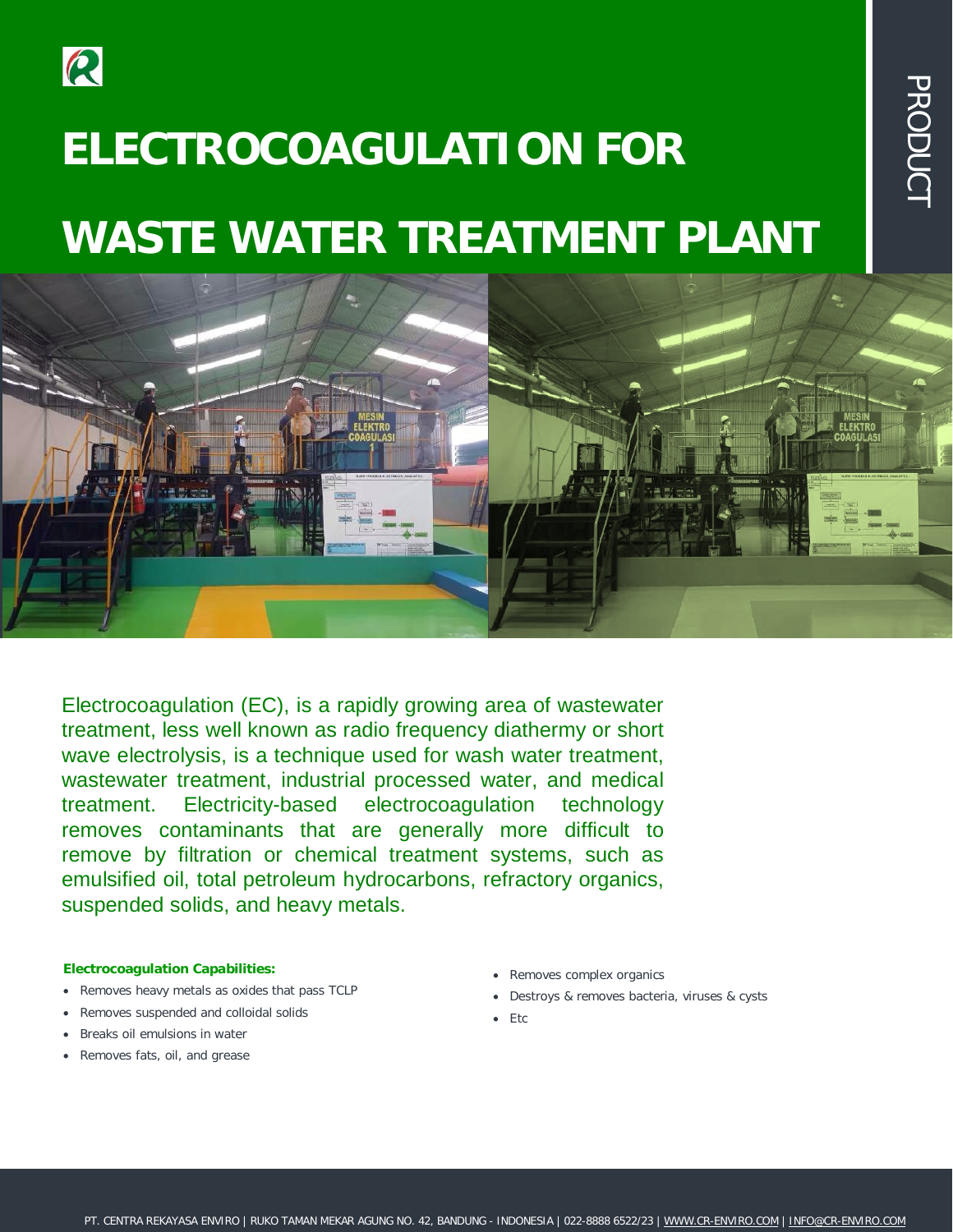# ELECTROCOAGULATION FOR WASTE WATER TREATMENT PLANT

PRODUCT

Electrocoagulation (EC), is a rapidly growing area of wastewater treatment, less well known as radio frequency diathermy or short wave electrolysis, is a technique used for wash water treatment, wastewater treatment, industrial processed water, and medical treatment. Electricity-based electrocoagulation technology removes contaminants that are generally more difficult to remove by filtration or chemical treatment systems, such as emulsified oil, total petroleum hydrocarbons, refractory organics, suspended solids, and heavy metals.

**Electrocoagulation Capabilities:**

- Removes heavy metals as oxides that pass TCLP
- Removes suspended and colloidal solids
- Breaks oil emulsions in water
- Removes fats, oil, and grease
- Removes complex organics
- Destroys & removes bacteria, viruses & cysts
- Etc

PT. CENTRA REKAYASA ENVIRO | RUKO TAMAN MEKAR AGUNG NO. 42, BANDUNG - INDONESIA | 022-8888 6522/23 | WWW.CR-ENVIRO.COM | INFO@CR-ENVIRO.COM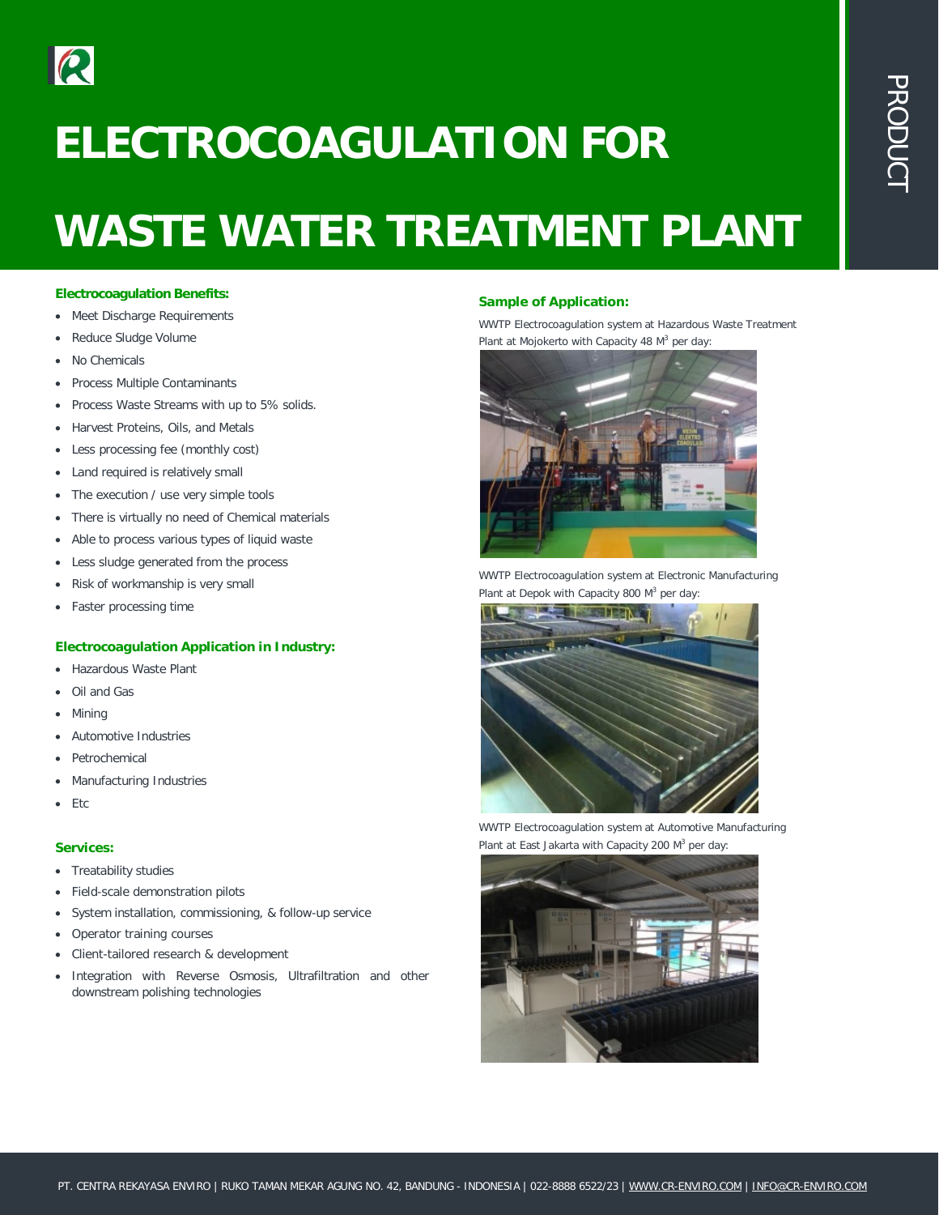# ELECTROCOAGULATION FOR WASTE WATER TREATMENT PLANT

PRODUCT

### Electrocoagulation Benefits:

- Meet Discharge Requirements
- Reduce Sludge Volume
- No Chemicals
- Process Multiple Contaminants
- Process Waste Streams with up to 5% solids.
- Harvest Proteins, Oils, and Metals
- Less processing fee (monthly cost)
- Land required is relatively small
- The execution / use very simple tools
- There is virtually no need of Chemical materials
- Able to process various types of liquid waste
- Less sludge generated from the process
- Risk of workmanship is very small
- Faster processing time

### Electrocoagulation Application in Industry:

- Hazardous Waste Plant
- Oil and Gas
- Mining
- Automotive Industries
- Petrochemical
- Manufacturing Industries
- Etc

### Services:

- Treatability studies
- Field-scale demonstration pilots
- System installation, commissioning, & follow-up service
- Operator training courses
- Client-tailored research & development
- Integration with Reverse Osmosis, Ultrafiltration and other downstream polishing technologies

### Sample of Application:

WWTP Electrocoagulation system at Hazardous Waste Treatment Plant at Mojokerto with Capacity 48 $M^3$ per day:

WWTP Electrocoagulation system at Electronic Manufacturing Plant at Depok with Capacity 800 $M^3$ per day:

WWTP Electrocoagulation system at Automotive Manufacturing Plant at East Jakarta with Capacity 200 $M^3$ per day:

PT. CENTRA REKAYASA ENVIRO | RUKO TAMAN MEKAR AGUNG NO. 42, BANDUNG - INDONESIA | 022-8888 6522/23 | WWW.CR-ENVIRO.COM | INFO@CR-ENVIRO.COM